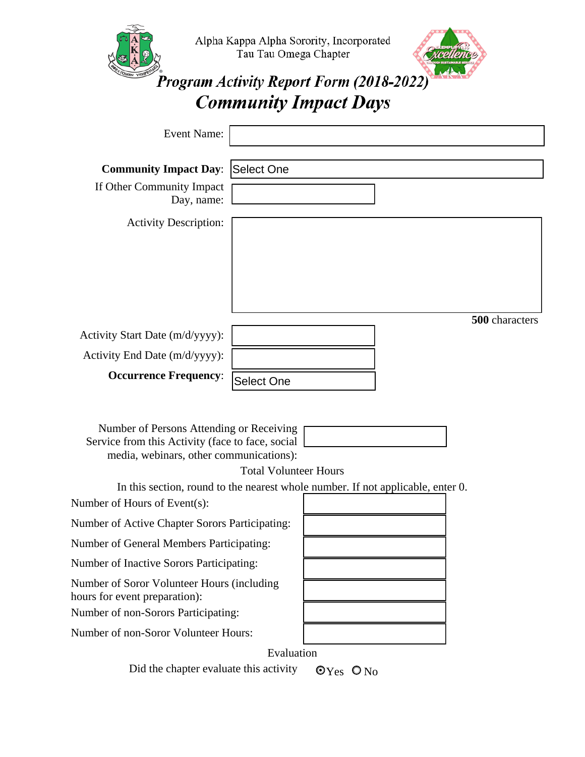Alpha Kappa Alpha Sorority, Incorporated
Tau Tau Omega Chapter

# *Program Activity Report Form (2018-2022)*

## *Community Impact Days*

Event Name:

**Community Impact Day**: Select One

If Other Community Impact Day, name:

Activity Description:

**500** characters

Activity Start Date (m/d/yyyy):

Activity End Date (m/d/yyyy):

**Occurrence Frequency**: Select One

Number of Persons Attending or Receiving Service from this Activity (face to face, social media, webinars, other communications):

Total Volunteer Hours

In this section, round to the nearest whole number. If not applicable, enter 0.

Number of Hours of Event(s):

Number of Active Chapter Sorors Participating:

Number of General Members Participating:

Number of Inactive Sorors Participating:

Number of Soror Volunteer Hours (including hours for event preparation):

Number of non-Sorors Participating:

Number of non-Soror Volunteer Hours:

Evaluation

Did the chapter evaluate this activity ⦿ Yes ○ No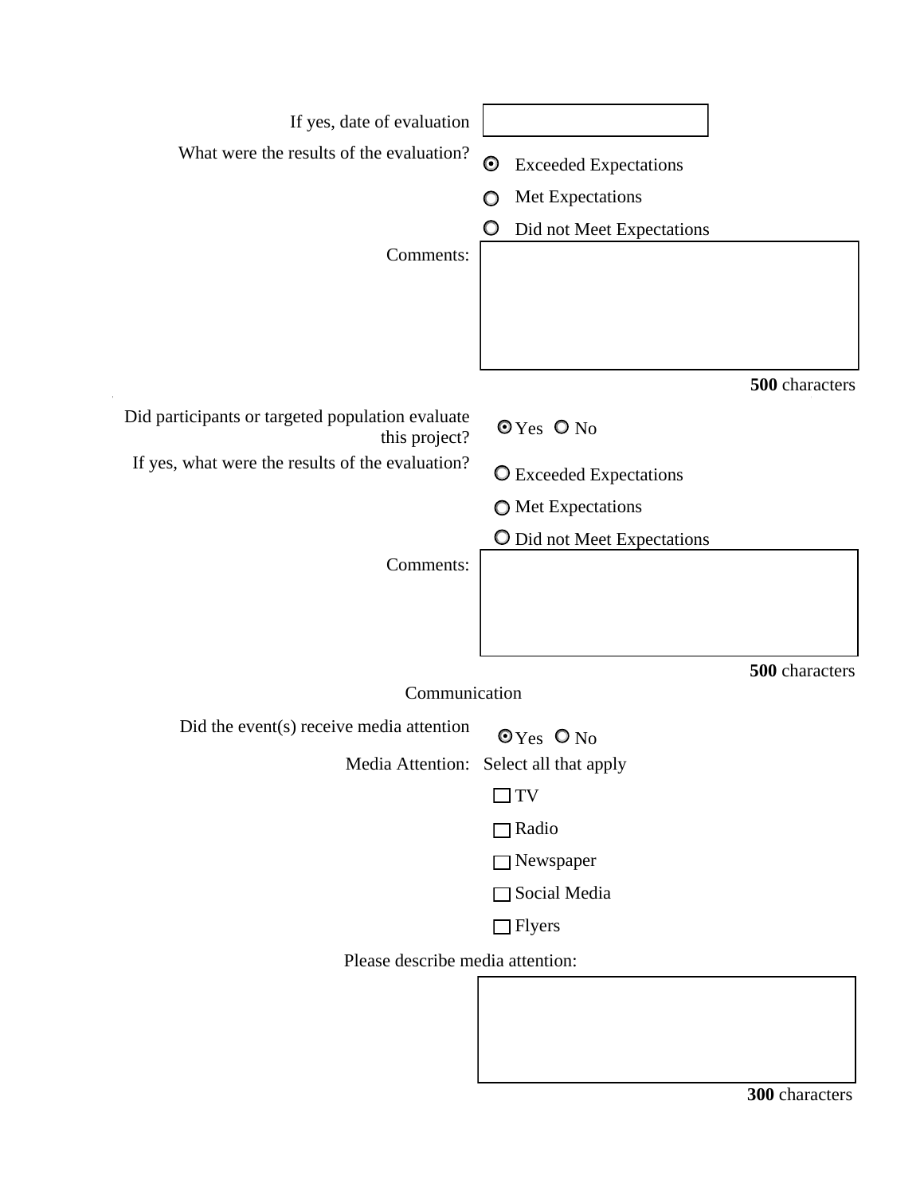If yes, date of evaluation: 

What were the results of the evaluation?

- (•) Exceeded Expectations
- ( ) Met Expectations
- ( ) Did not Meet Expectations

Comments:

**500** characters

Did participants or targeted population evaluate this project? (•) Yes ( ) No

If yes, what were the results of the evaluation?

- ( ) Exceeded Expectations
- ( ) Met Expectations
- ( ) Did not Meet Expectations

Comments:

**500** characters

Communication

Did the event(s) receive media attention (•) Yes ( ) No

Media Attention: Select all that apply

- [ ] TV
- [ ] Radio
- [ ] Newspaper
- [ ] Social Media
- [ ] Flyers

Please describe media attention:

**300** characters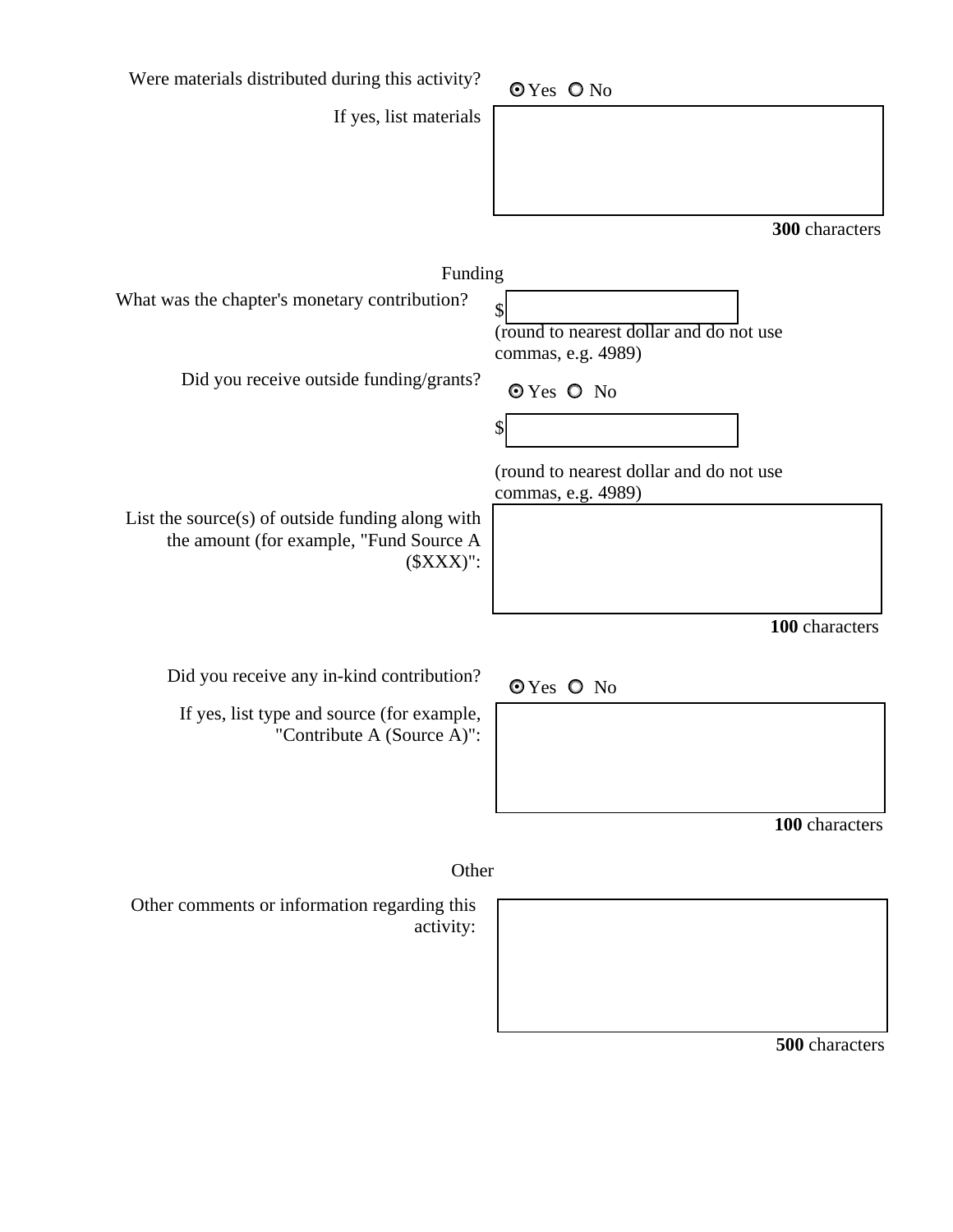Were materials distributed during this activity? ◉ Yes ○ No

If yes, list materials

**300** characters

## Funding

What was the chapter's monetary contribution? $

(round to nearest dollar and do not use commas, e.g. 4989)

Did you receive outside funding/grants? ◉ Yes ○ No

$

(round to nearest dollar and do not use commas, e.g. 4989)

List the source(s) of outside funding along with the amount (for example, "Fund Source A ($XXX)":

**100** characters

Did you receive any in-kind contribution? ◉ Yes ○ No

If yes, list type and source (for example, "Contribute A (Source A)":

**100** characters

## Other

Other comments or information regarding this activity:

**500** characters